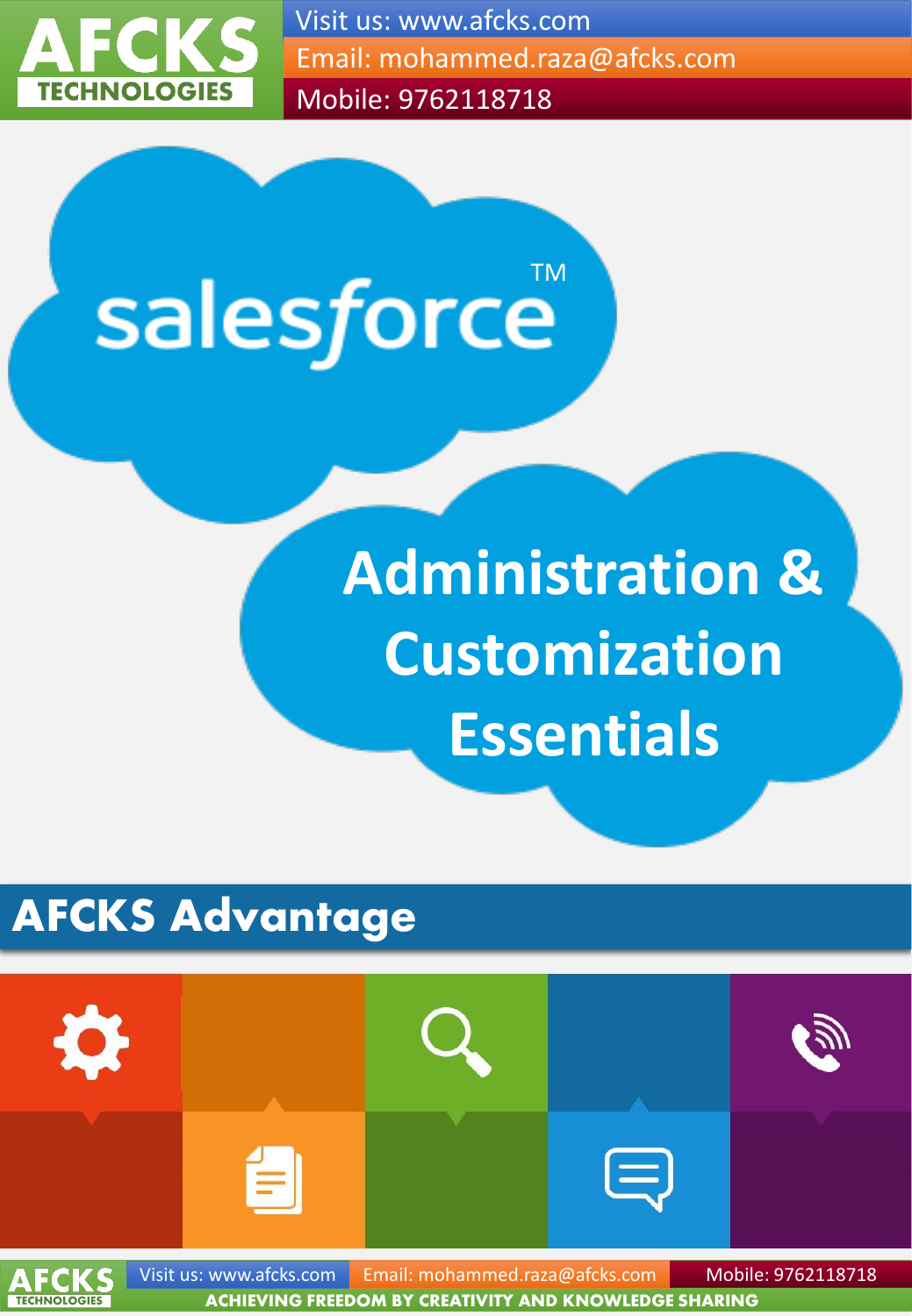AFCKS TECHNOLOGIES

Visit us: www.afcks.com
Email: mohammed.raza@afcks.com
Mobile: 9762118718

# salesforce™

# Administration & Customization Essentials

## AFCKS Advantage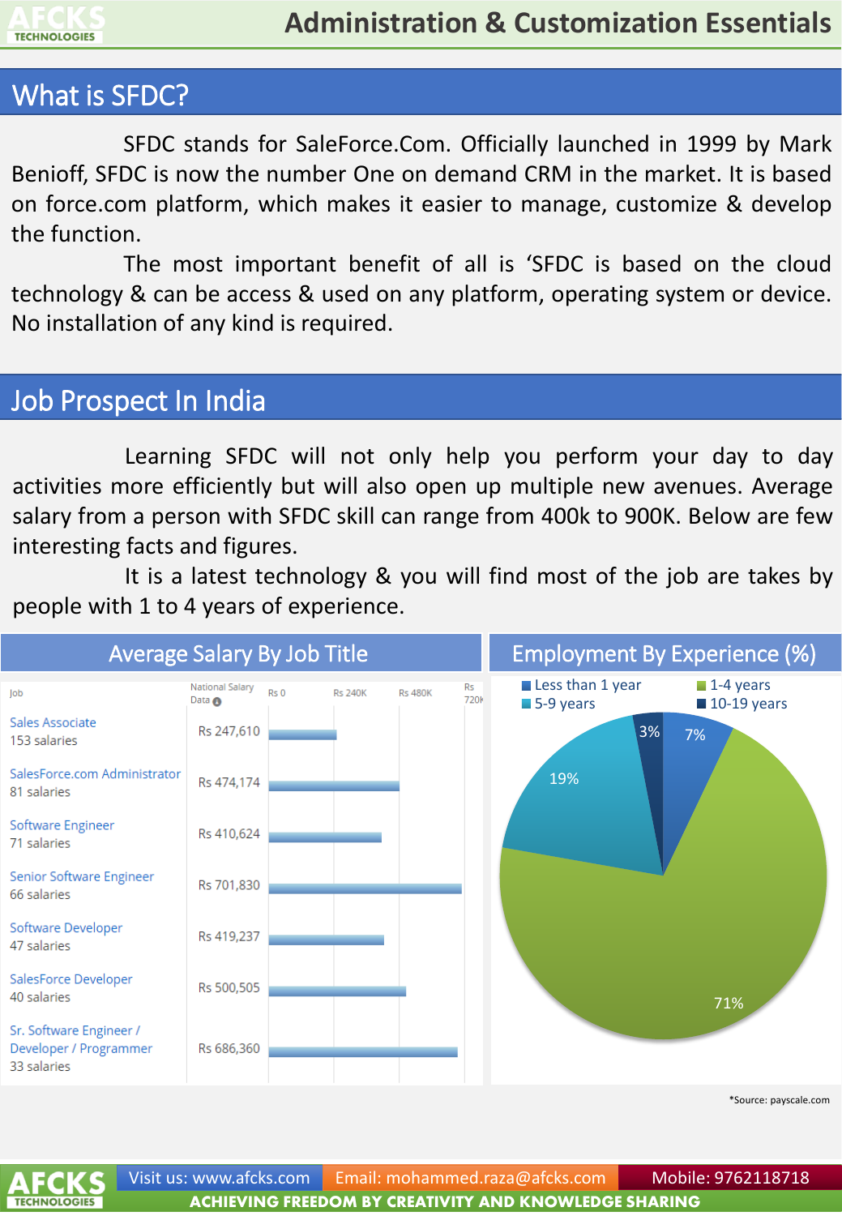## What is SFDC?

SFDC stands for SaleForce.Com. Officially launched in 1999 by Mark Benioff, SFDC is now the number One on demand CRM in the market. It is based on force.com platform, which makes it easier to manage, customize & develop the function.

The most important benefit of all is 'SFDC is based on the cloud technology & can be access & used on any platform, operating system or device. No installation of any kind is required.

## Job Prospect In India

Learning SFDC will not only help you perform your day to day activities more efficiently but will also open up multiple new avenues. Average salary from a person with SFDC skill can range from 400k to 900K. Below are few interesting facts and figures.

It is a latest technology & you will find most of the job are takes by people with 1 to 4 years of experience.

### Average Salary By Job Title

| Job | National Salary Data |
|---|---|
| Sales Associate (153 salaries) | Rs 247,610 |
| SalesForce.com Administrator (81 salaries) | Rs 474,174 |
| Software Engineer (71 salaries) | Rs 410,624 |
| Senior Software Engineer (66 salaries) | Rs 701,830 |
| Software Developer (47 salaries) | Rs 419,237 |
| SalesForce Developer (40 salaries) | Rs 500,505 |
| Sr. Software Engineer / Developer / Programmer (33 salaries) | Rs 686,360 |

### Employment By Experience (%)

| Experience | % |
|---|---|
| Less than 1 year | 7% |
| 1-4 years | 71% |
| 5-9 years | 19% |
| 10-19 years | 3% |

*Source: payscale.com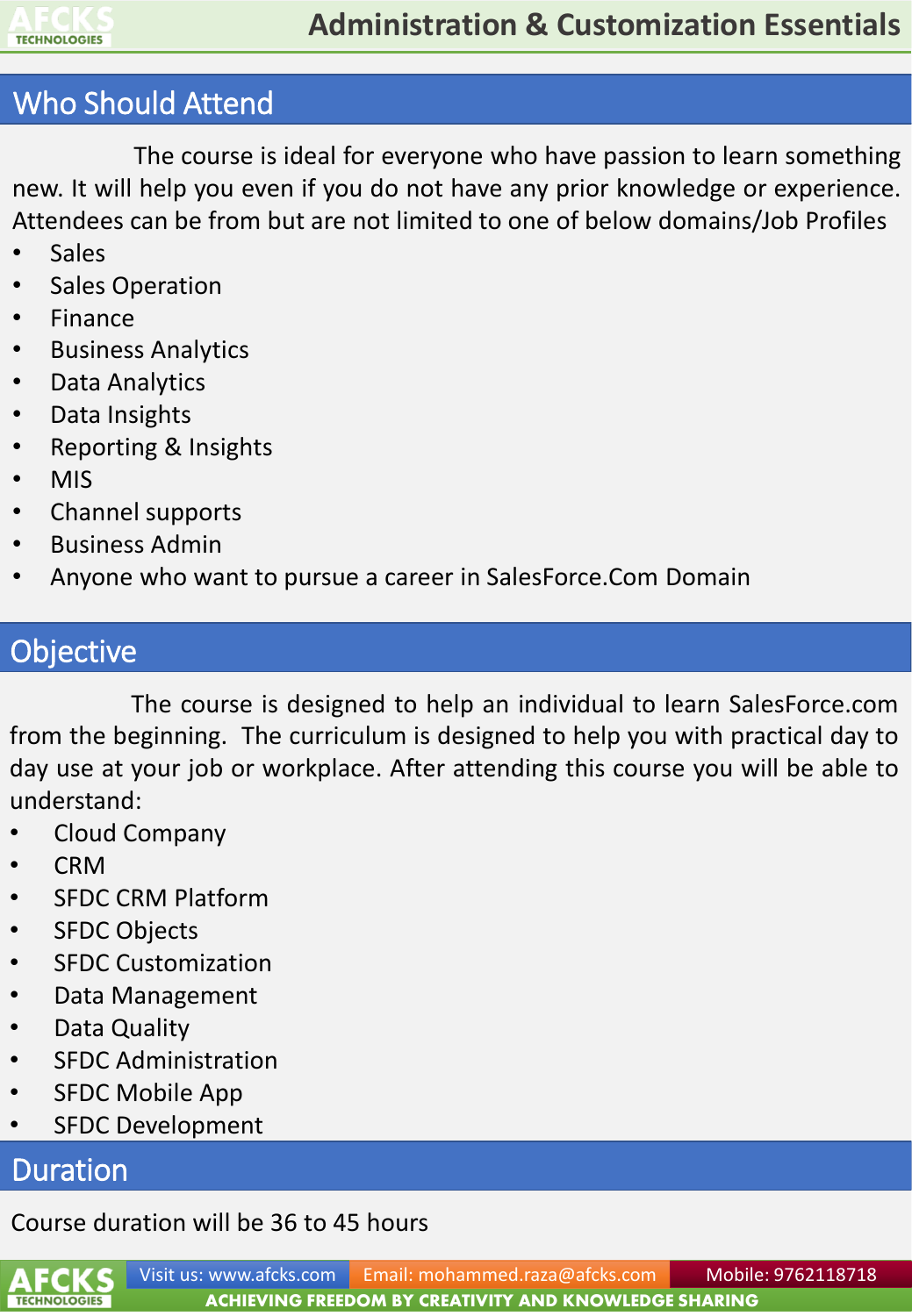## Who Should Attend

The course is ideal for everyone who have passion to learn something new. It will help you even if you do not have any prior knowledge or experience. Attendees can be from but are not limited to one of below domains/Job Profiles

- Sales
- Sales Operation
- Finance
- Business Analytics
- Data Analytics
- Data Insights
- Reporting & Insights
- MIS
- Channel supports
- Business Admin
- Anyone who want to pursue a career in SalesForce.Com Domain

## Objective

The course is designed to help an individual to learn SalesForce.com from the beginning. The curriculum is designed to help you with practical day to day use at your job or workplace. After attending this course you will be able to understand:

- Cloud Company
- CRM
- SFDC CRM Platform
- SFDC Objects
- SFDC Customization
- Data Management
- Data Quality
- SFDC Administration
- SFDC Mobile App
- SFDC Development

## Duration

Course duration will be 36 to 45 hours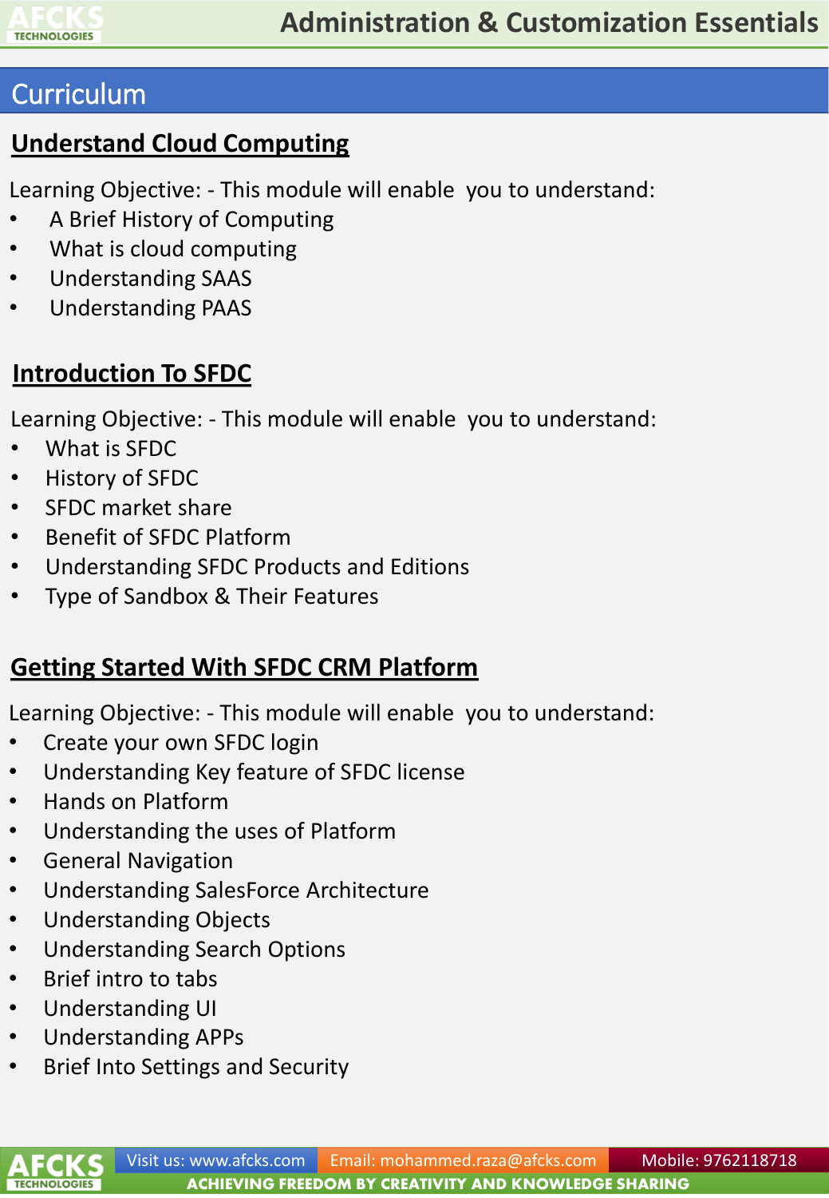## Curriculum

### Understand Cloud Computing

Learning Objective: - This module will enable you to understand:

- A Brief History of Computing
- What is cloud computing
- Understanding SAAS
- Understanding PAAS

### Introduction To SFDC

Learning Objective: - This module will enable you to understand:

- What is SFDC
- History of SFDC
- SFDC market share
- Benefit of SFDC Platform
- Understanding SFDC Products and Editions
- Type of Sandbox & Their Features

### Getting Started With SFDC CRM Platform

Learning Objective: - This module will enable you to understand:

- Create your own SFDC login
- Understanding Key feature of SFDC license
- Hands on Platform
- Understanding the uses of Platform
- General Navigation
- Understanding SalesForce Architecture
- Understanding Objects
- Understanding Search Options
- Brief intro to tabs
- Understanding UI
- Understanding APPs
- Brief Into Settings and Security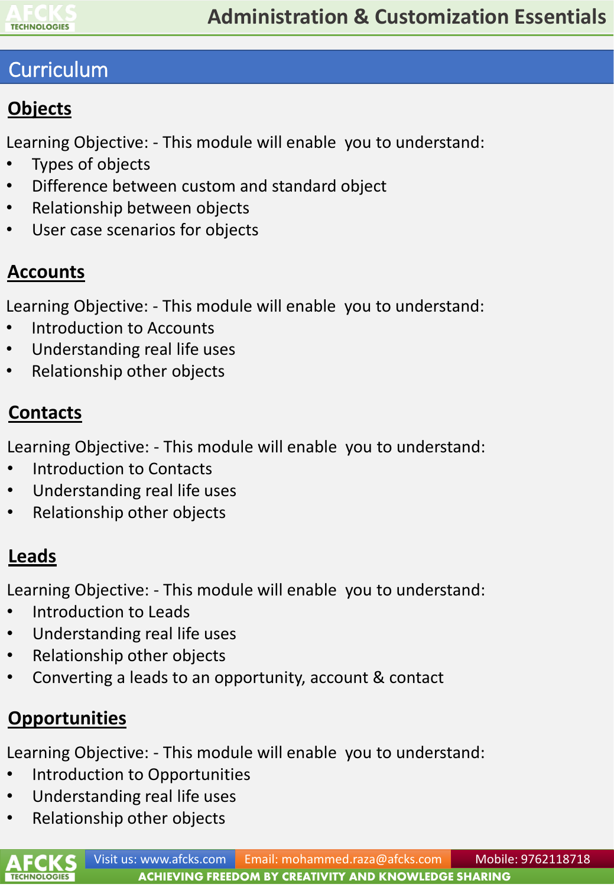## Curriculum

### Objects

Learning Objective: - This module will enable you to understand:

- Types of objects
- Difference between custom and standard object
- Relationship between objects
- User case scenarios for objects

### Accounts

Learning Objective: - This module will enable you to understand:

- Introduction to Accounts
- Understanding real life uses
- Relationship other objects

### Contacts

Learning Objective: - This module will enable you to understand:

- Introduction to Contacts
- Understanding real life uses
- Relationship other objects

### Leads

Learning Objective: - This module will enable you to understand:

- Introduction to Leads
- Understanding real life uses
- Relationship other objects
- Converting a leads to an opportunity, account & contact

### Opportunities

Learning Objective: - This module will enable you to understand:

- Introduction to Opportunities
- Understanding real life uses
- Relationship other objects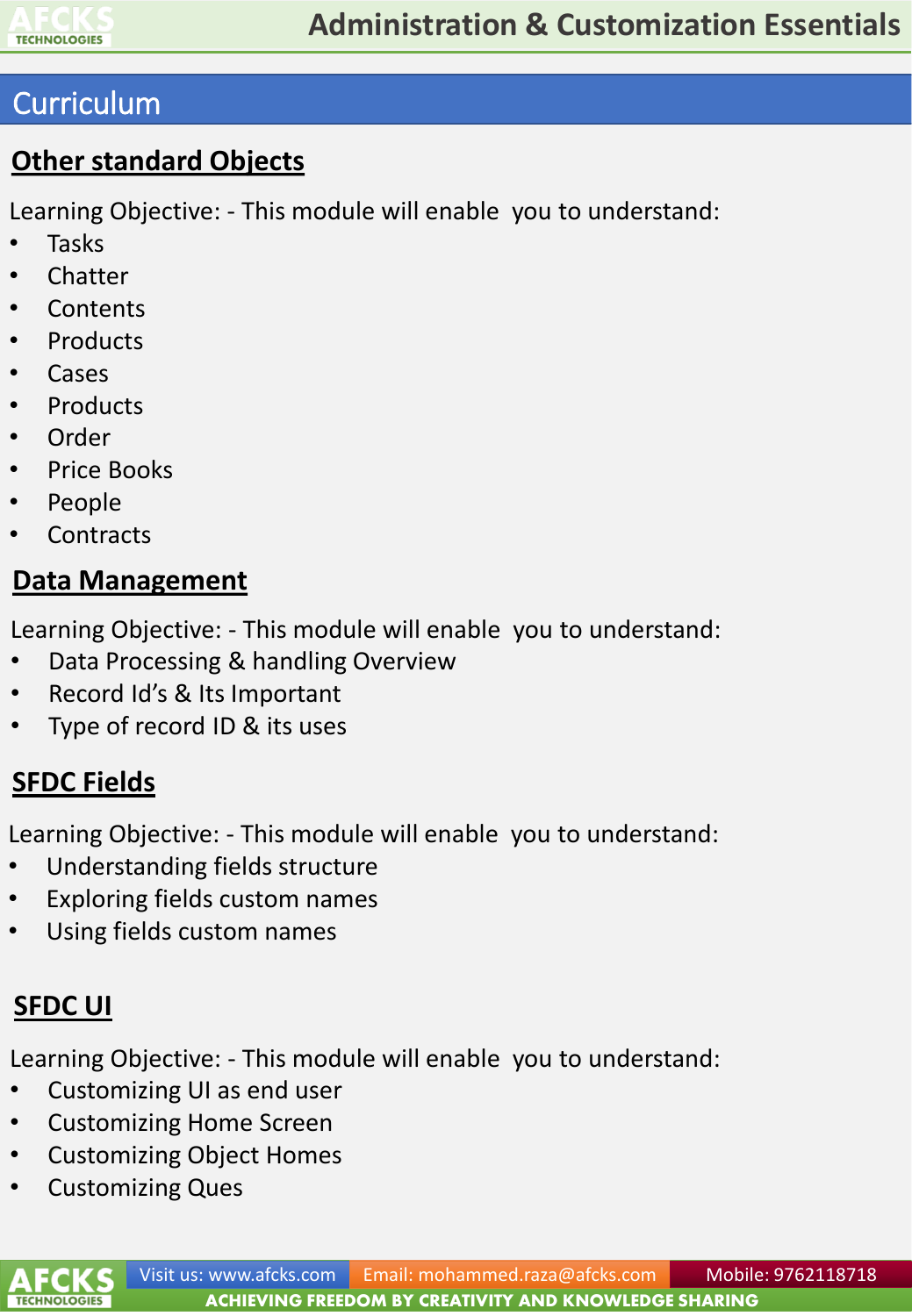## Curriculum

### Other standard Objects

Learning Objective: - This module will enable you to understand:

- Tasks
- Chatter
- Contents
- Products
- Cases
- Products
- Order
- Price Books
- People
- Contracts

### Data Management

Learning Objective: - This module will enable you to understand:

- Data Processing & handling Overview
- Record Id's & Its Important
- Type of record ID & its uses

### SFDC Fields

Learning Objective: - This module will enable you to understand:

- Understanding fields structure
- Exploring fields custom names
- Using fields custom names

### SFDC UI

Learning Objective: - This module will enable you to understand:

- Customizing UI as end user
- Customizing Home Screen
- Customizing Object Homes
- Customizing Ques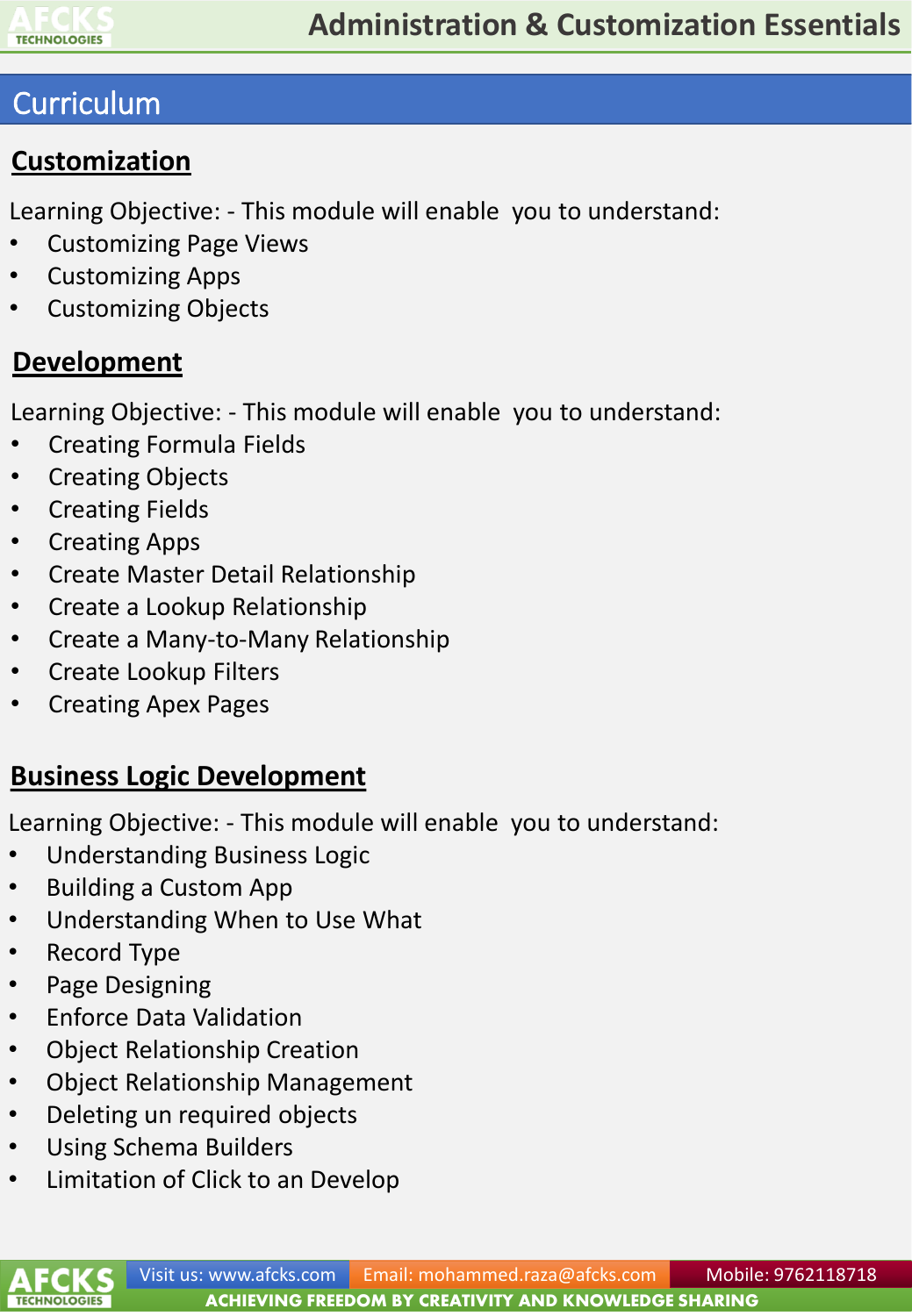## Curriculum

### Customization

Learning Objective: - This module will enable you to understand:

- Customizing Page Views
- Customizing Apps
- Customizing Objects

### Development

Learning Objective: - This module will enable you to understand:

- Creating Formula Fields
- Creating Objects
- Creating Fields
- Creating Apps
- Create Master Detail Relationship
- Create a Lookup Relationship
- Create a Many-to-Many Relationship
- Create Lookup Filters
- Creating Apex Pages

### Business Logic Development

Learning Objective: - This module will enable you to understand:

- Understanding Business Logic
- Building a Custom App
- Understanding When to Use What
- Record Type
- Page Designing
- Enforce Data Validation
- Object Relationship Creation
- Object Relationship Management
- Deleting un required objects
- Using Schema Builders
- Limitation of Click to an Develop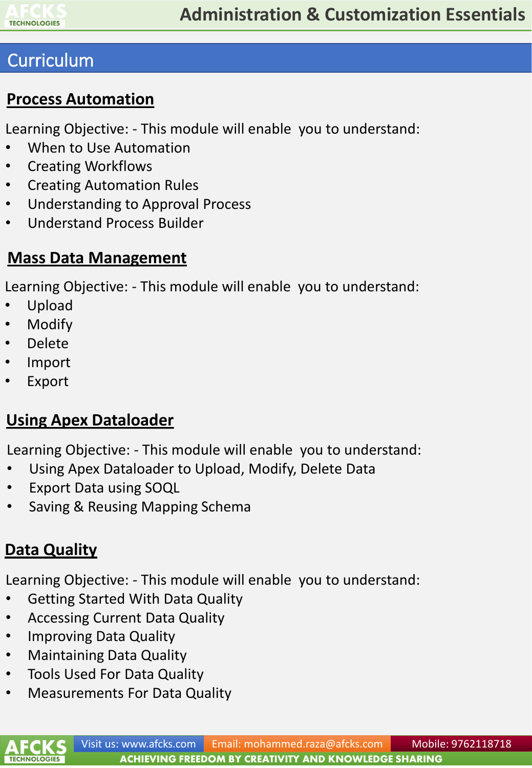## Curriculum

### Process Automation

Learning Objective: - This module will enable you to understand:

- When to Use Automation
- Creating Workflows
- Creating Automation Rules
- Understanding to Approval Process
- Understand Process Builder

### Mass Data Management

Learning Objective: - This module will enable you to understand:

- Upload
- Modify
- Delete
- Import
- Export

### Using Apex Dataloader

Learning Objective: - This module will enable you to understand:

- Using Apex Dataloader to Upload, Modify, Delete Data
- Export Data using SOQL
- Saving & Reusing Mapping Schema

### Data Quality

Learning Objective: - This module will enable you to understand:

- Getting Started With Data Quality
- Accessing Current Data Quality
- Improving Data Quality
- Maintaining Data Quality
- Tools Used For Data Quality
- Measurements For Data Quality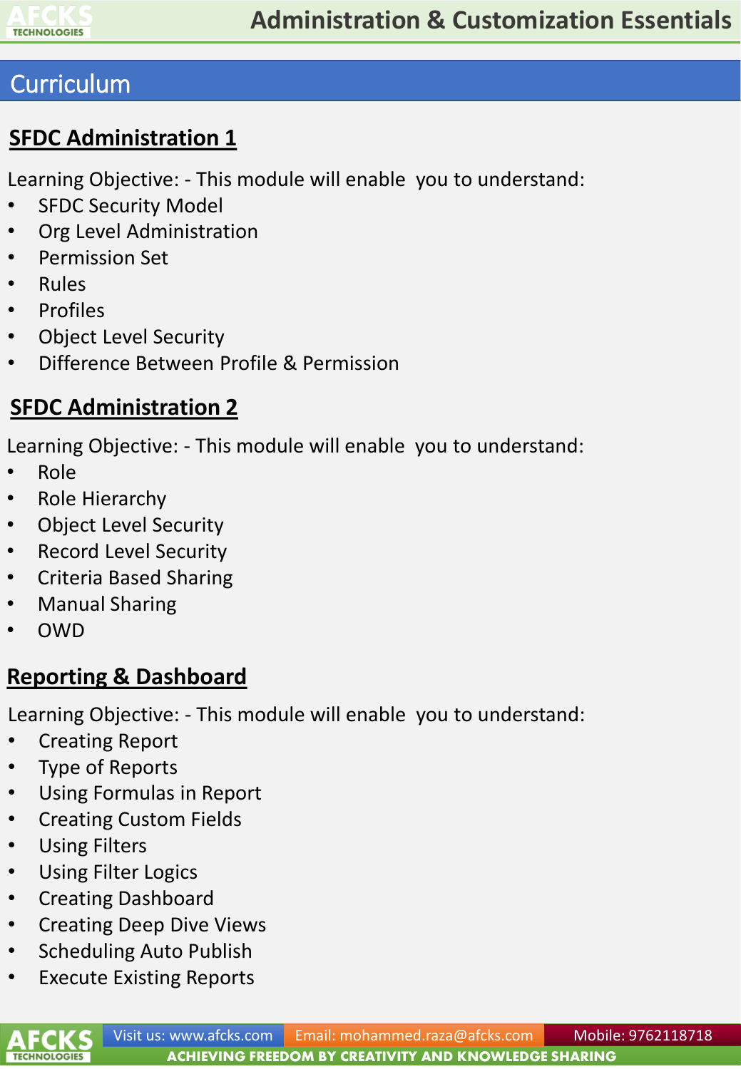## Curriculum

### SFDC Administration 1

Learning Objective: - This module will enable you to understand:

- SFDC Security Model
- Org Level Administration
- Permission Set
- Rules
- Profiles
- Object Level Security
- Difference Between Profile & Permission

### SFDC Administration 2

Learning Objective: - This module will enable you to understand:

- Role
- Role Hierarchy
- Object Level Security
- Record Level Security
- Criteria Based Sharing
- Manual Sharing
- OWD

### Reporting & Dashboard

Learning Objective: - This module will enable you to understand:

- Creating Report
- Type of Reports
- Using Formulas in Report
- Creating Custom Fields
- Using Filters
- Using Filter Logics
- Creating Dashboard
- Creating Deep Dive Views
- Scheduling Auto Publish
- Execute Existing Reports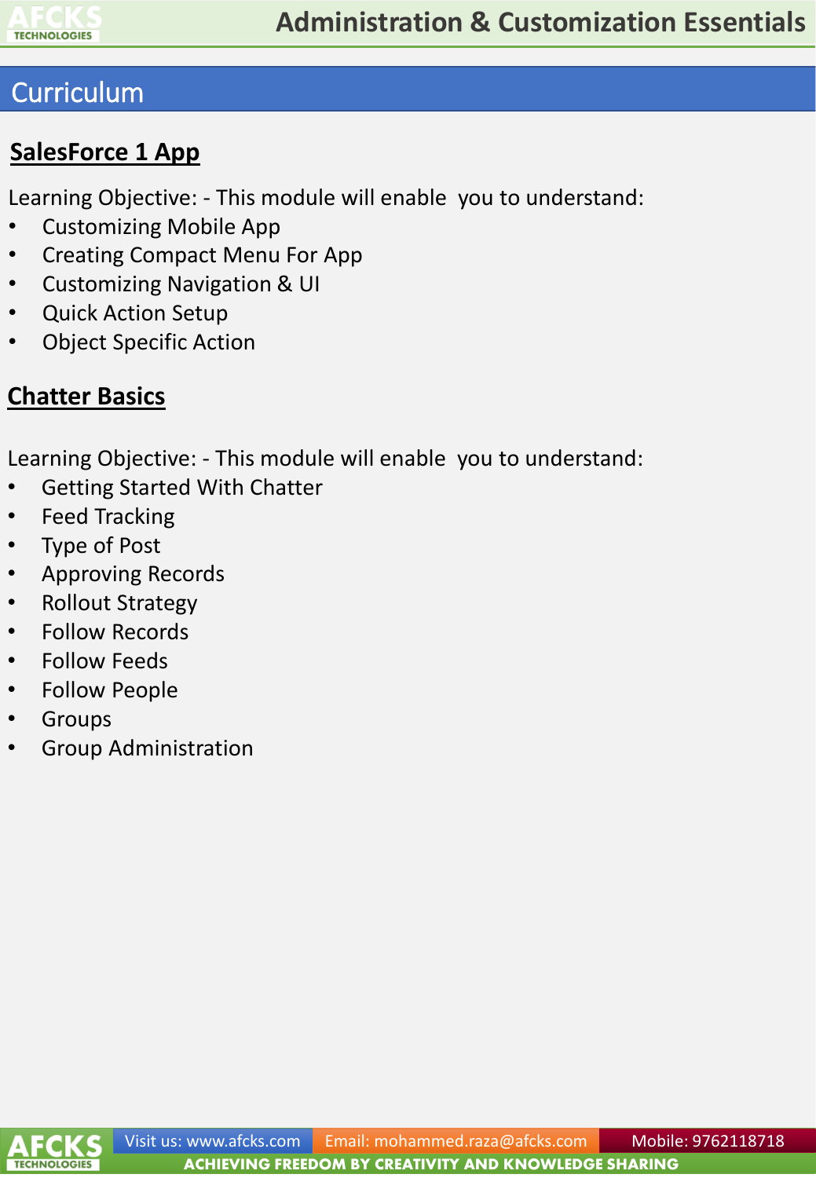## Curriculum

### SalesForce 1 App

Learning Objective: - This module will enable you to understand:

- Customizing Mobile App
- Creating Compact Menu For App
- Customizing Navigation & UI
- Quick Action Setup
- Object Specific Action

### Chatter Basics

Learning Objective: - This module will enable you to understand:

- Getting Started With Chatter
- Feed Tracking
- Type of Post
- Approving Records
- Rollout Strategy
- Follow Records
- Follow Feeds
- Follow People
- Groups
- Group Administration